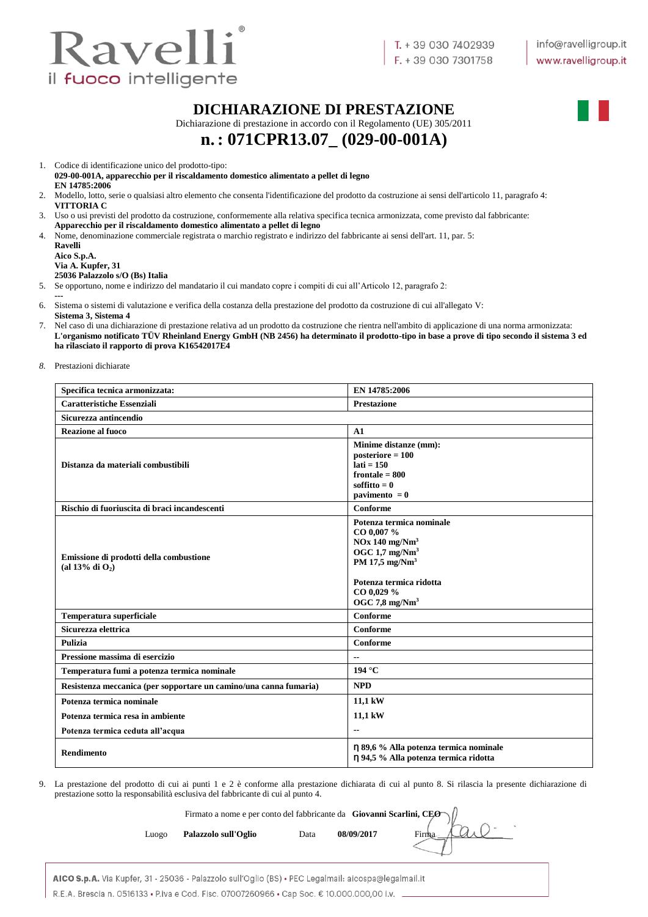Ravelli
il fuoco intelligente

T. + 39 030 7402939
F. + 39 030 7301758

info@ravelligroup.it
www.ravelligroup.it

# DICHIARAZIONE DI PRESTAZIONE

Dichiarazione di prestazione in accordo con il Regolamento (UE) 305/2011

## n. : 071CPR13.07_ (029-00-001A)

1. Codice di identificazione unico del prodotto-tipo:
   **029-00-001A, apparecchio per il riscaldamento domestico alimentato a pellet di legno**
   **EN 14785:2006**
2. Modello, lotto, serie o qualsiasi altro elemento che consenta l'identificazione del prodotto da costruzione ai sensi dell'articolo 11, paragrafo 4:
   **VITTORIA C**
3. Uso o usi previsti del prodotto da costruzione, conformemente alla relativa specifica tecnica armonizzata, come previsto dal fabbricante:
   **Apparecchio per il riscaldamento domestico alimentato a pellet di legno**
4. Nome, denominazione commerciale registrata o marchio registrato e indirizzo del fabbricante ai sensi dell'art. 11, par. 5:
   **Ravelli**
   **Aico S.p.A.**
   **Via A. Kupfer, 31**
   **25036 Palazzolo s/O (Bs) Italia**
5. Se opportuno, nome e indirizzo del mandatario il cui mandato copre i compiti di cui all'Articolo 12, paragrafo 2:
   ---
6. Sistema o sistemi di valutazione e verifica della costanza della prestazione del prodotto da costruzione di cui all'allegato V:
   **Sistema 3, Sistema 4**
7. Nel caso di una dichiarazione di prestazione relativa ad un prodotto da costruzione che rientra nell'ambito di applicazione di una norma armonizzata:
   **L'organismo notificato TÜV Rheinland Energy GmbH (NB 2456) ha determinato il prodotto-tipo in base a prove di tipo secondo il sistema 3 ed ha rilasciato il rapporto di prova K16542017E4**

8. Prestazioni dichiarate

| **Specifica tecnica armonizzata:** | **EN 14785:2006** |
|---|---|
| **Caratteristiche Essenziali** | **Prestazione** |
| **Sicurezza antincendio** | |
| **Reazione al fuoco** | **A1** |
| **Distanza da materiali combustibili** | **Minime distanze (mm):**<br>**posteriore = 100**<br>**lati = 150**<br>**frontale = 800**<br>**soffitto = 0**<br>**pavimento = 0** |
| **Rischio di fuoriuscita di braci incandescenti** | **Conforme** |
| **Emissione di prodotti della combustione (al 13% di $O_2$)** | **Potenza termica nominale**<br>**CO 0,007 %**<br>**NOx 140 mg/Nm$^3$**<br>**OGC 1,7 mg/Nm$^3$**<br>**PM 17,5 mg/Nm$^3$**<br><br>**Potenza termica ridotta**<br>**CO 0,029 %**<br>**OGC 7,8 mg/Nm$^3$** |
| **Temperatura superficiale** | **Conforme** |
| **Sicurezza elettrica** | **Conforme** |
| **Pulizia** | **Conforme** |
| **Pressione massima di esercizio** | -- |
| **Temperatura fumi a potenza termica nominale** | **194 °C** |
| **Resistenza meccanica (per sopportare un camino/una canna fumaria)** | **NPD** |
| **Potenza termica nominale**<br>**Potenza termica resa in ambiente**<br>**Potenza termica ceduta all'acqua** | **11,1 kW**<br>**11,1 kW**<br>-- |
| **Rendimento** | **η 89,6 % Alla potenza termica nominale**<br>**η 94,5 % Alla potenza termica ridotta** |

9. La prestazione del prodotto di cui ai punti 1 e 2 è conforme alla prestazione dichiarata di cui al punto 8. Si rilascia la presente dichiarazione di prestazione sotto la responsabilità esclusiva del fabbricante di cui al punto 4.

Firmato a nome e per conto del fabbricante da **Giovanni Scarlini, CEO**

Luogo **Palazzolo sull'Oglio** Data **08/09/2017** Firma

**AICO S.p.A.** Via Kupfer, 31 - 25036 - Palazzolo sull'Oglio (BS) • PEC Legalmail: aicospa@legalmail.it
R.E.A. Brescia n. 0516133 • P.Iva e Cod. Fisc. 07007260966 • Cap Soc. € 10.000.000,00 i.v.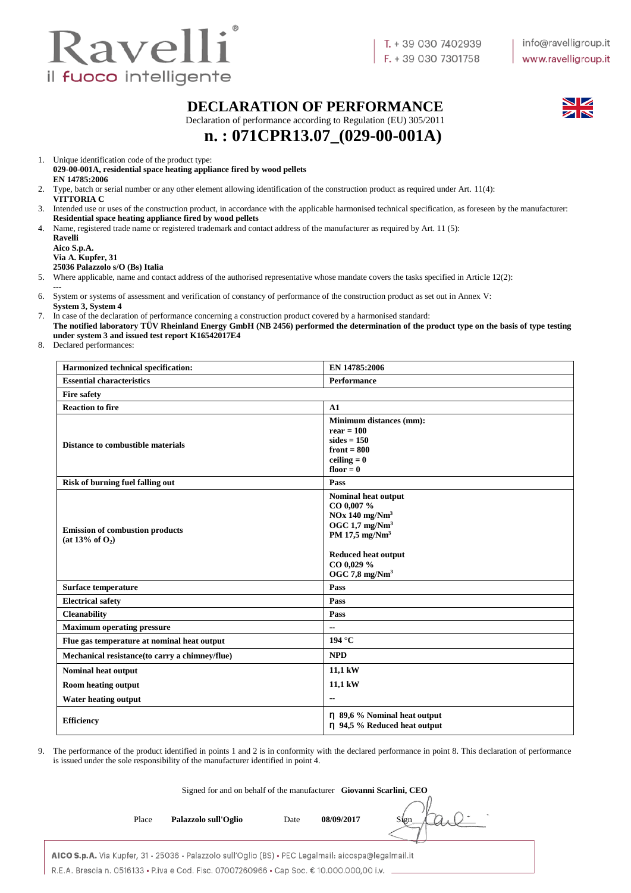# DECLARATION OF PERFORMANCE

Declaration of performance according to Regulation (EU) 305/2011

## n. : 071CPR13.07_(029-00-001A)

1. Unique identification code of the product type:
   **029-00-001A, residential space heating appliance fired by wood pellets**
   **EN 14785:2006**
2. Type, batch or serial number or any other element allowing identification of the construction product as required under Art. 11(4):
   **VITTORIA C**
3. Intended use or uses of the construction product, in accordance with the applicable harmonised technical specification, as foreseen by the manufacturer:
   **Residential space heating appliance fired by wood pellets**
4. Name, registered trade name or registered trademark and contact address of the manufacturer as required by Art. 11 (5):
   **Ravelli**
   **Aico S.p.A.**
   **Via A. Kupfer, 31**
   **25036 Palazzolo s/O (Bs) Italia**
5. Where applicable, name and contact address of the authorised representative whose mandate covers the tasks specified in Article 12(2):
   ---
6. System or systems of assessment and verification of constancy of performance of the construction product as set out in Annex V:
   **System 3, System 4**
7. In case of the declaration of performance concerning a construction product covered by a harmonised standard:
   **The notified laboratory TÜV Rheinland Energy GmbH (NB 2456) performed the determination of the product type on the basis of type testing under system 3 and issued test report K16542017E4**
8. Declared performances:

| **Harmonized technical specification:** | **EN 14785:2006** |
|---|---|
| **Essential characteristics** | **Performance** |
| **Fire safety** | |
| **Reaction to fire** | **A1** |
| **Distance to combustible materials** | **Minimum distances (mm):**<br>**rear = 100**<br>**sides = 150**<br>**front = 800**<br>**ceiling = 0**<br>**floor = 0** |
| **Risk of burning fuel falling out** | **Pass** |
| **Emission of combustion products (at 13% of $O_2$)** | **Nominal heat output**<br>**CO 0,007 %**<br>**NOx 140 mg/Nm³**<br>**OGC 1,7 mg/Nm³**<br>**PM 17,5 mg/Nm³**<br><br>**Reduced heat output**<br>**CO 0,029 %**<br>**OGC 7,8 mg/Nm³** |
| **Surface temperature** | **Pass** |
| **Electrical safety** | **Pass** |
| **Cleanability** | **Pass** |
| **Maximum operating pressure** | -- |
| **Flue gas temperature at nominal heat output** | **194 °C** |
| **Mechanical resistance(to carry a chimney/flue)** | **NPD** |
| **Nominal heat output** | **11,1 kW** |
| **Room heating output** | **11,1 kW** |
| **Water heating output** | -- |
| **Efficiency** | **η 89,6 % Nominal heat output**<br>**η 94,5 % Reduced heat output** |

9. The performance of the product identified in points 1 and 2 is in conformity with the declared performance in point 8. This declaration of performance is issued under the sole responsibility of the manufacturer identified in point 4.

Signed for and on behalf of the manufacturer **Giovanni Scarlini, CEO**

Place **Palazzolo sull'Oglio** Date **08/09/2017** Sign

**AICO S.p.A.** Via Kupfer, 31 - 25036 - Palazzolo sull'Oglio (BS) • PEC Legalmail: aicospa@legalmail.it
R.E.A. Brescia n. 0516133 • P.Iva e Cod. Fisc. 07007260966 • Cap Soc. € 10.000.000,00 i.v.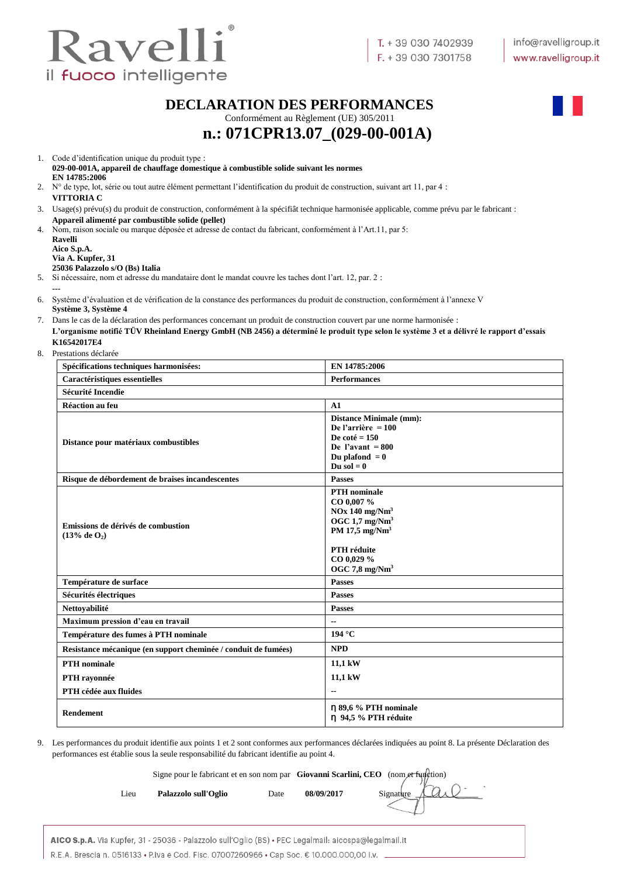# DECLARATION DES PERFORMANCES

Conformément au Règlement (UE) 305/2011

## n.: 071CPR13.07_(029-00-001A)

1. Code d'identification unique du produit type :
   **029-00-001A, appareil de chauffage domestique à combustible solide suivant les normes EN 14785:2006**
2. N° de type, lot, série ou tout autre élément permettant l'identification du produit de construction, suivant art 11, par 4 :
   **VITTORIA C**
3. Usage(s) prévu(s) du produit de construction, conformément à la spécifiât technique harmonisée applicable, comme prévu par le fabricant :
   **Appareil alimenté par combustible solide (pellet)**
4. Nom, raison sociale ou marque déposée et adresse de contact du fabricant, conformément à l'Art.11, par 5:
   **Ravelli**
   **Aico S.p.A.**
   **Via A. Kupfer, 31**
   **25036 Palazzolo s/O (Bs) Italia**
5. Si nécessaire, nom et adresse du mandataire dont le mandat couvre les taches dont l'art. 12, par. 2 :
   ---
6. Système d'évaluation et de vérification de la constance des performances du produit de construction, conformément à l'annexe V
   **Système 3, Système 4**
7. Dans le cas de la déclaration des performances concernant un produit de construction couvert par une norme harmonisée :
   **L'organisme notifié TÜV Rheinland Energy GmbH (NB 2456) a déterminé le produit type selon le système 3 et a délivré le rapport d'essais K16542017E4**
8. Prestations déclarée

| **Spécifications techniques harmonisées:** | **EN 14785:2006** |
|---|---|
| **Caractéristiques essentielles** | **Performances** |
| **Sécurité Incendie** | |
| **Réaction au feu** | **A1** |
| **Distance pour matériaux combustibles** | **Distance Minimale (mm):**<br>**De l'arrière = 100**<br>**De coté = 150**<br>**De l'avant = 800**<br>**Du plafond = 0**<br>**Du sol = 0** |
| **Risque de débordement de braises incandescentes** | **Passes** |
| **Emissions de dérivés de combustion ($13\%$ de $O_2$)** | **PTH nominale**<br>**CO 0,007 %**<br>**NOx 140 mg/Nm$^3$**<br>**OGC 1,7 mg/Nm$^3$**<br>**PM 17,5 mg/Nm$^3$**<br><br>**PTH réduite**<br>**CO 0,029 %**<br>**OGC 7,8 mg/Nm$^3$** |
| **Température de surface** | **Passes** |
| **Sécurités électriques** | **Passes** |
| **Nettoyabilité** | **Passes** |
| **Maximum pression d'eau en travail** | -- |
| **Température des fumes à PTH nominale** | **194 °C** |
| **Resistance mécanique (en support cheminée / conduit de fumées)** | **NPD** |
| **PTH nominale**<br>**PTH rayonnée**<br>**PTH cédée aux fluides** | **11,1 kW**<br>**11,1 kW**<br>-- |
| **Rendement** | **η 89,6 % PTH nominale**<br>**η 94,5 % PTH réduite** |

9. Les performances du produit identifie aux points 1 et 2 sont conformes aux performances déclarées indiquées au point 8. La présente Déclaration des performances est établie sous la seule responsabilité du fabricant identifie au point 4.

Signe pour le fabricant et en son nom par **Giovanni Scarlini, CEO** (nom et fonction)

Lieu **Palazzolo sull'Oglio** Date **08/09/2017** Signature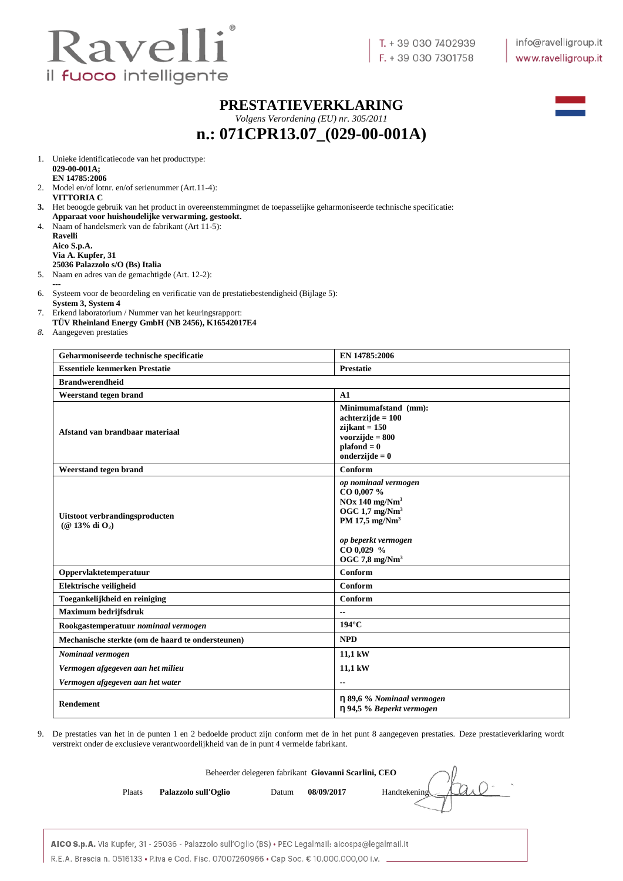# PRESTATIEVERKLARING

*Volgens Verordening (EU) nr. 305/2011*

## n.: 071CPR13.07_(029-00-001A)

1. Unieke identificatiecode van het producttype:
   **029-00-001A;**
   **EN 14785:2006**
2. Model en/of lotnr. en/of serienummer (Art.11-4):
   **VITTORIA C**
3. Het beoogde gebruik van het product in overeenstemmingmet de toepasselijke geharmoniseerde technische specificatie:
   **Apparaat voor huishoudelijke verwarming, gestookt.**
4. Naam of handelsmerk van de fabrikant (Art 11-5):
   **Ravelli**
   **Aico S.p.A.**
   **Via A. Kupfer, 31**
   **25036 Palazzolo s/O (Bs) Italia**
5. Naam en adres van de gemachtigde (Art. 12-2):
   ---
6. Systeem voor de beoordeling en verificatie van de prestatiebestendigheid (Bijlage 5):
   **System 3, System 4**
7. Erkend laboratorium / Nummer van het keuringsrapport:
   **TÜV Rheinland Energy GmbH (NB 2456), K16542017E4**
8. Aangegeven prestaties

| **Geharmoniseerde technische specificatie** | **EN 14785:2006** |
|---|---|
| **Essentiele kenmerken Prestatie** | **Prestatie** |
| **Brandwerendheid** | |
| **Weerstand tegen brand** | **A1** |
| **Afstand van brandbaar materiaal** | **Minimumafstand (mm):** <br> **achterzijde = 100** <br> **zijkant = 150** <br> **voorzijde = 800** <br> **plafond = 0** <br> **onderzijde = 0** |
| **Weerstand tegen brand** | **Conform** |
| **Uitstoot verbrandingsproducten (@ 13% di $O_2$)** | ***op nominaal vermogen*** <br> **CO 0,007 %** <br> **NOx 140 mg/Nm$^3$** <br> **OGC 1,7 mg/Nm$^3$** <br> **PM 17,5 mg/Nm$^3$** <br><br> ***op beperkt vermogen*** <br> **CO 0,029 %** <br> **OGC 7,8 mg/Nm$^3$** |
| **Oppervlaktetemperatuur** | **Conform** |
| **Elektrische veiligheid** | **Conform** |
| **Toegankelijkheid en reiniging** | **Conform** |
| **Maximum bedrijfsdruk** | -- |
| **Rookgastemperatuur *nominaal vermogen*** | **194°C** |
| **Mechanische sterkte (om de haard te ondersteunen)** | **NPD** |
| ***Nominaal vermogen*** | **11,1 kW** |
| ***Vermogen afgegeven aan het milieu*** | **11,1 kW** |
| ***Vermogen afgegeven aan het water*** | -- |
| **Rendement** | **η 89,6 % *Nominaal vermogen*** <br> **η 94,5 % *Beperkt vermogen*** |

9. De prestaties van het in de punten 1 en 2 bedoelde product zijn conform met de in het punt 8 aangegeven prestaties. Deze prestatieverklaring wordt verstrekt onder de exclusieve verantwoordelijkheid van de in punt 4 vermelde fabrikant.

Beheerder delegeren fabrikant **Giovanni Scarlini, CEO**

Plaats **Palazzolo sull'Oglio** Datum **08/09/2017** Handtekening

**AICO S.p.A.** Via Kupfer, 31 - 25036 - Palazzolo sull'Oglio (BS) • PEC Legalmail: aicospa@legalmail.it
R.E.A. Brescia n. 0516133 • P.Iva e Cod. Fisc. 07007260966 • Cap Soc. € 10.000.000,00 i.v.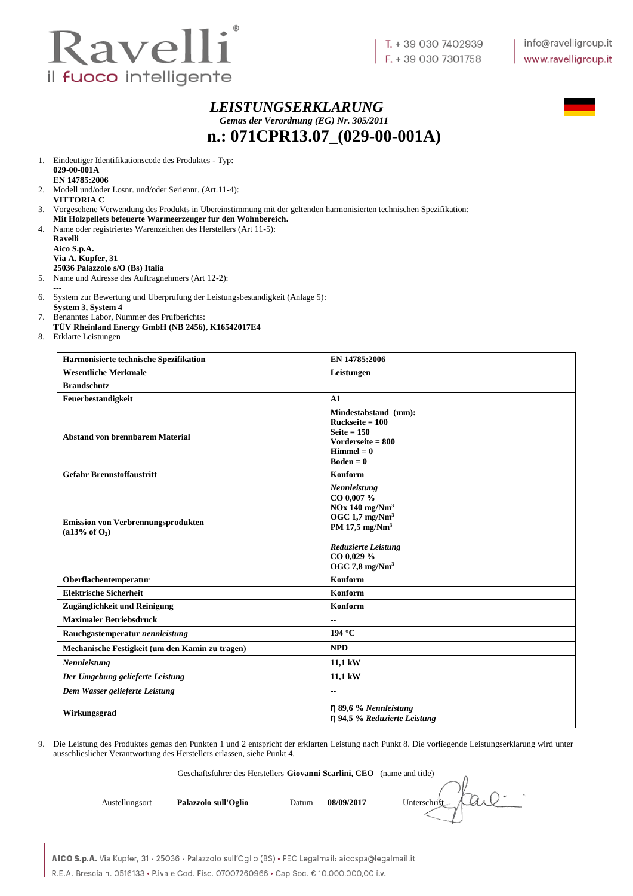Ravelli
il fuoco intelligente

T. + 39 030 7402939
F. + 39 030 7301758

info@ravelligroup.it
www.ravelligroup.it

# *LEISTUNGSERKLARUNG*

***Gemas der Verordnung (EG) Nr. 305/2011***

## n.: 071CPR13.07_(029-00-001A)

1. Eindeutiger Identifikationscode des Produktes - Typ:
   **029-00-001A**
   **EN 14785:2006**
2. Modell und/oder Losnr. und/oder Seriennr. (Art.11-4):
   **VITTORIA C**
3. Vorgesehene Verwendung des Produkts in Ubereinstimmung mit der geltenden harmonisierten technischen Spezifikation:
   **Mit Holzpellets befeuerte Warmeerzeuger fur den Wohnbereich.**
4. Name oder registriertes Warenzeichen des Herstellers (Art 11-5):
   **Ravelli**
   **Aico S.p.A.**
   **Via A. Kupfer, 31**
   **25036 Palazzolo s/O (Bs) Italia**
5. Name und Adresse des Auftragnehmers (Art 12-2):
   ---
6. System zur Bewertung und Uberprufung der Leistungsbestandigkeit (Anlage 5):
   **System 3, System 4**
7. Benanntes Labor, Nummer des Prufberichts:
   **TÜV Rheinland Energy GmbH (NB 2456), K16542017E4**
8. Erklarte Leistungen

| **Harmonisierte technische Spezifikation** | **EN 14785:2006** |
|---|---|
| **Wesentliche Merkmale** | **Leistungen** |
| **Brandschutz** | |
| **Feuerbestandigkeit** | **A1** |
| **Abstand von brennbarem Material** | **Mindestabstand (mm):**<br>**Ruckseite = 100**<br>**Seite = 150**<br>**Vorderseite = 800**<br>**Himmel = 0**<br>**Boden = 0** |
| **Gefahr Brennstoffaustritt** | **Konform** |
| **Emission von Verbrennungsprodukten (a13% of $O_2$)** | ***Nennleistung***<br>**CO 0,007 %**<br>**NOx 140 mg/Nm$^3$**<br>**OGC 1,7 mg/Nm$^3$**<br>**PM 17,5 mg/Nm$^3$**<br><br>***Reduzierte Leistung***<br>**CO 0,029 %**<br>**OGC 7,8 mg/Nm$^3$** |
| **Oberflachentemperatur** | **Konform** |
| **Elektrische Sicherheit** | **Konform** |
| **Zugänglichkeit und Reinigung** | **Konform** |
| **Maximaler Betriebsdruck** | -- |
| **Rauchgastemperatur *nennleistung*** | **194 °C** |
| **Mechanische Festigkeit (um den Kamin zu tragen)** | **NPD** |
| ***Nennleistung***<br>***Der Umgebung gelieferte Leistung***<br>***Dem Wasser gelieferte Leistung*** | **11,1 kW**<br>**11,1 kW**<br>-- |
| **Wirkungsgrad** | **η 89,6 % *Nennleistung***<br>**η 94,5 % *Reduzierte Leistung*** |

9. Die Leistung des Produktes gemas den Punkten 1 und 2 entspricht der erklarten Leistung nach Punkt 8. Die vorliegende Leistungserklarung wird unter ausschlieslicher Verantwortung des Herstellers erlassen, siehe Punkt 4.

Geschaftsfuhrer des Herstellers **Giovanni Scarlini, CEO** (name and title)

Austellungsort **Palazzolo sull'Oglio** Datum **08/09/2017** Unterschrift

**AICO S.p.A.** Via Kupfer, 31 - 25036 - Palazzolo sull'Oglio (BS) • PEC Legalmail: aicospa@legalmail.it
R.E.A. Brescia n. 0516133 • P.Iva e Cod. Fisc. 07007260966 • Cap Soc. € 10.000.000,00 i.v.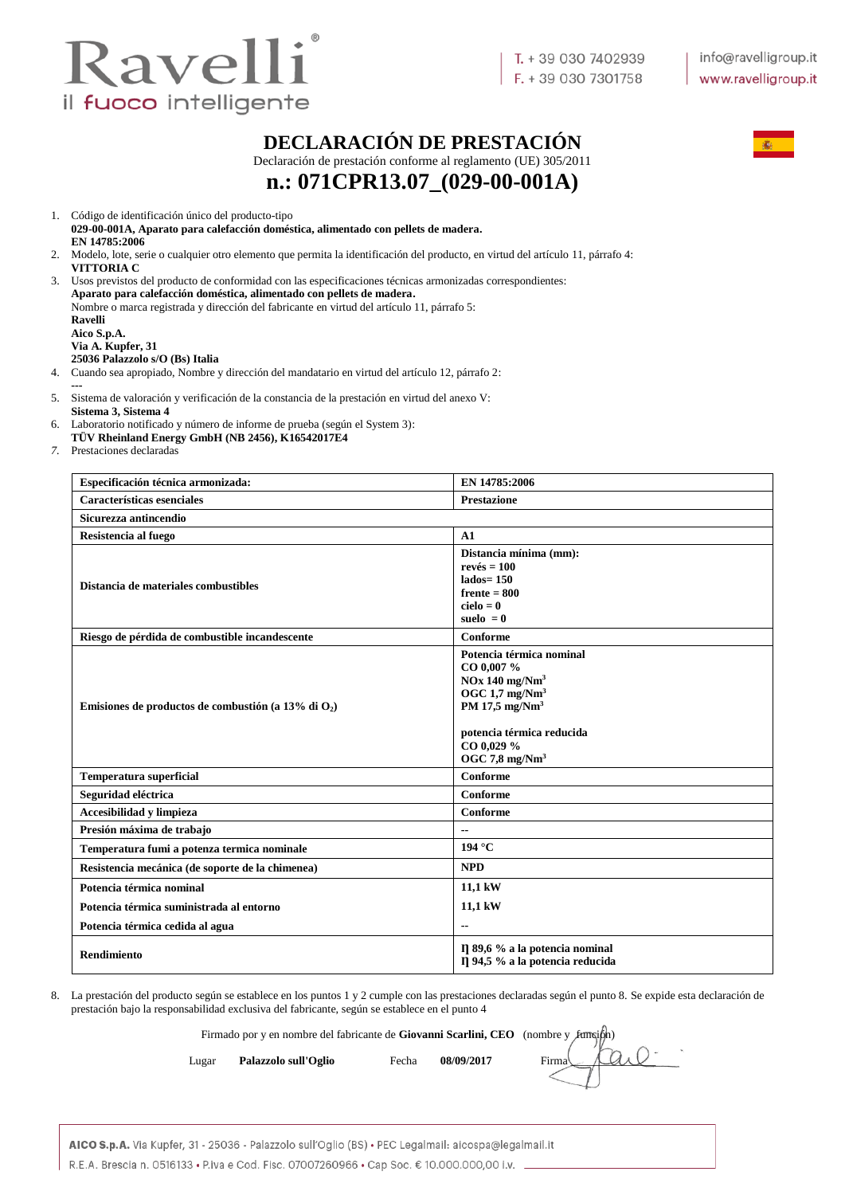Ravelli
il fuoco intelligente

T. + 39 030 7402939
F. + 39 030 7301758

info@ravelligroup.it
www.ravelligroup.it

# DECLARACIÓN DE PRESTACIÓN

Declaración de prestación conforme al reglamento (UE) 305/2011

## n.: 071CPR13.07_(029-00-001A)

1. Código de identificación único del producto-tipo
   **029-00-001A, Aparato para calefacción doméstica, alimentado con pellets de madera.**
   **EN 14785:2006**
2. Modelo, lote, serie o cualquier otro elemento que permita la identificación del producto, en virtud del artículo 11, párrafo 4:
   **VITTORIA C**
3. Usos previstos del producto de conformidad con las especificaciones técnicas armonizadas correspondientes:
   **Aparato para calefacción doméstica, alimentado con pellets de madera.**
   Nombre o marca registrada y dirección del fabricante en virtud del artículo 11, párrafo 5:
   **Ravelli**
   **Aico S.p.A.**
   **Via A. Kupfer, 31**
   **25036 Palazzolo s/O (Bs) Italia**
4. Cuando sea apropiado, Nombre y dirección del mandatario en virtud del artículo 12, párrafo 2:
   ---
5. Sistema de valoración y verificación de la constancia de la prestación en virtud del anexo V:
   **Sistema 3, Sistema 4**
6. Laboratorio notificado y número de informe de prueba (según el System 3):
   **TÜV Rheinland Energy GmbH (NB 2456), K16542017E4**
7. Prestaciones declaradas

| **Especificación técnica armonizada:** | **EN 14785:2006** |
|---|---|
| **Características esenciales** | **Prestazione** |
| **Sicurezza antincendio** | |
| **Resistencia al fuego** | **A1** |
| **Distancia de materiales combustibles** | **Distancia mínima (mm):**<br>**revés = 100**<br>**lados= 150**<br>**frente = 800**<br>**cielo = 0**<br>**suelo = 0** |
| **Riesgo de pérdida de combustible incandescente** | **Conforme** |
| **Emisiones de productos de combustión (a 13% di $O_2$)** | **Potencia térmica nominal**<br>**CO 0,007 %**<br>**NOx 140 mg/Nm$^3$**<br>**OGC 1,7 mg/Nm$^3$**<br>**PM 17,5 mg/Nm$^3$**<br><br>**potencia térmica reducida**<br>**CO 0,029 %**<br>**OGC 7,8 mg/Nm$^3$** |
| **Temperatura superficial** | **Conforme** |
| **Seguridad eléctrica** | **Conforme** |
| **Accesibilidad y limpieza** | **Conforme** |
| **Presión máxima de trabajo** | -- |
| **Temperatura fumi a potenza termica nominale** | **194 °C** |
| **Resistencia mecánica (de soporte de la chimenea)** | **NPD** |
| **Potencia térmica nominal**<br>**Potencia térmica suministrada al entorno**<br>**Potencia térmica cedida al agua** | **11,1 kW**<br>**11,1 kW**<br>-- |
| **Rendimiento** | **$\eta$ 89,6 % a la potencia nominal**<br>**$\eta$ 94,5 % a la potencia reducida** |

8. La prestación del producto según se establece en los puntos 1 y 2 cumple con las prestaciones declaradas según el punto 8. Se expide esta declaración de prestación bajo la responsabilidad exclusiva del fabricante, según se establece en el punto 4

Firmado por y en nombre del fabricante de **Giovanni Scarlini, CEO** (nombre y función)

Lugar **Palazzolo sull'Oglio** Fecha **08/09/2017** Firma

**AICO S.p.A.** Via Kupfer, 31 - 25036 - Palazzolo sull'Oglio (BS) • PEC Legalmail: aicospa@legalmail.it
R.E.A. Brescia n. 0516133 • P.Iva e Cod. Fisc. 07007260966 • Cap Soc. € 10.000.000,00 i.v.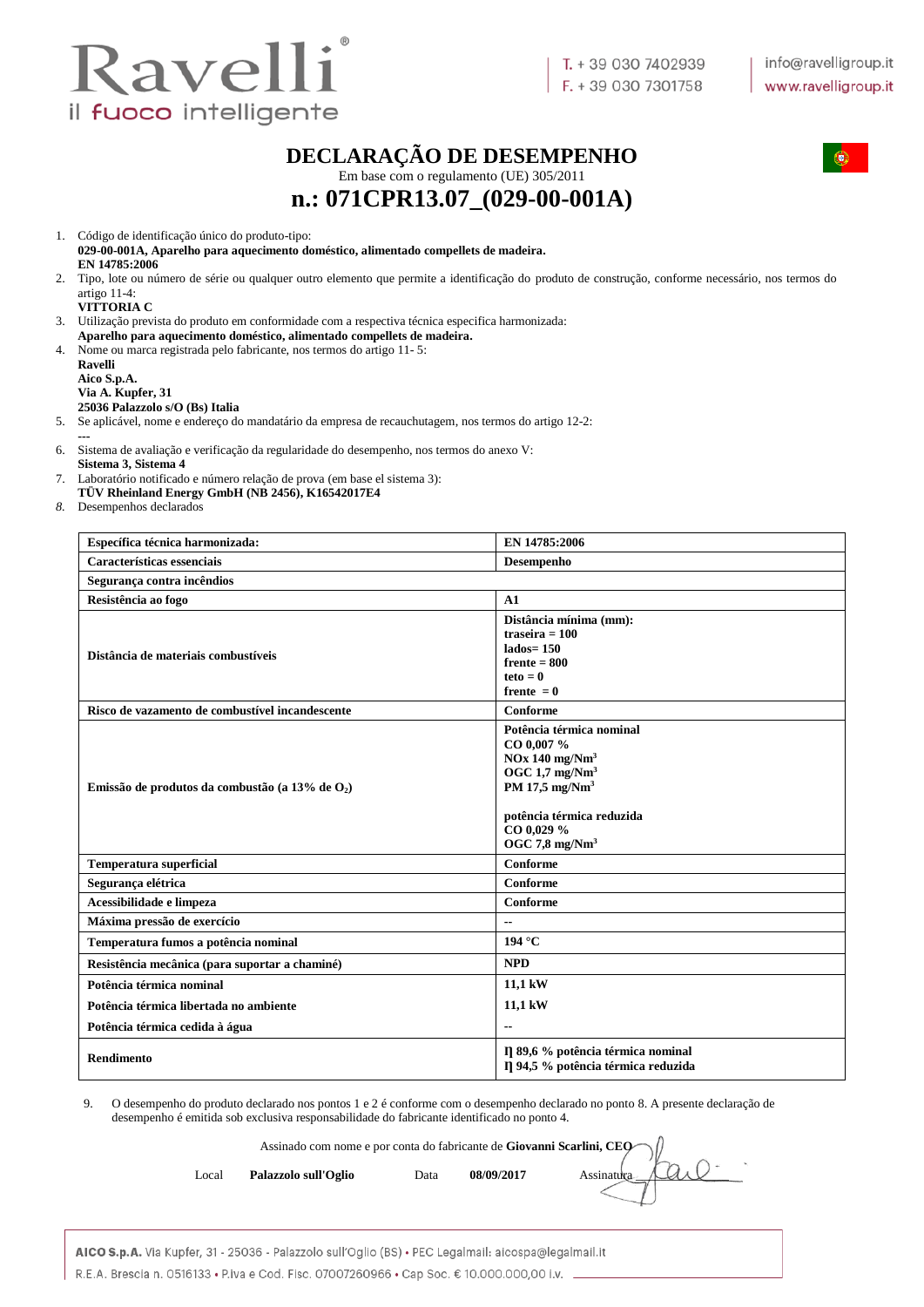# DECLARAÇÃO DE DESEMPENHO

Em base com o regulamento (UE) 305/2011

## n.: 071CPR13.07_(029-00-001A)

1. Código de identificação único do produto-tipo:
   **029-00-001A, Aparelho para aquecimento doméstico, alimentado compellets de madeira.**
   **EN 14785:2006**
2. Tipo, lote ou número de série ou qualquer outro elemento que permite a identificação do produto de construção, conforme necessário, nos termos do artigo 11-4:
   **VITTORIA C**
3. Utilização prevista do produto em conformidade com a respectiva técnica especifica harmonizada:
   **Aparelho para aquecimento doméstico, alimentado compellets de madeira.**
4. Nome ou marca registrada pelo fabricante, nos termos do artigo 11- 5:
   **Ravelli**
   **Aico S.p.A.**
   **Via A. Kupfer, 31**
   **25036 Palazzolo s/O (Bs) Italia**
5. Se aplicável, nome e endereço do mandatário da empresa de recauchutagem, nos termos do artigo 12-2:
   ---
6. Sistema de avaliação e verificação da regularidade do desempenho, nos termos do anexo V:
   **Sistema 3, Sistema 4**
7. Laboratório notificado e número relação de prova (em base el sistema 3):
   **TÜV Rheinland Energy GmbH (NB 2456), K16542017E4**
8. Desempenhos declarados

| **Especifica técnica harmonizada:** | **EN 14785:2006** |
|---|---|
| **Características essenciais** | **Desempenho** |
| **Segurança contra incêndios** | |
| **Resistência ao fogo** | **A1** |
| **Distância de materiais combustíveis** | **Distância mínima (mm):**<br>**traseira = 100**<br>**lados= 150**<br>**frente = 800**<br>**teto = 0**<br>**frente = 0** |
| **Risco de vazamento de combustível incandescente** | **Conforme** |
| **Emissão de produtos da combustão (a 13% de $O_2$)** | **Potência térmica nominal**<br>**CO 0,007 %**<br>**NOx 140 mg/Nm$^3$**<br>**OGC 1,7 mg/Nm$^3$**<br>**PM 17,5 mg/Nm$^3$**<br><br>**potência térmica reduzida**<br>**CO 0,029 %**<br>**OGC 7,8 mg/Nm$^3$** |
| **Temperatura superficial** | **Conforme** |
| **Segurança elétrica** | **Conforme** |
| **Acessibilidade e limpeza** | **Conforme** |
| **Máxima pressão de exercício** | -- |
| **Temperatura fumos a potência nominal** | **194 °C** |
| **Resistência mecânica (para suportar a chaminé)** | **NPD** |
| **Potência térmica nominal** | **11,1 kW** |
| **Potência térmica libertada no ambiente** | **11,1 kW** |
| **Potência térmica cedida à água** | -- |
| **Rendimento** | **η 89,6 % potência térmica nominal**<br>**η 94,5 % potência térmica reduzida** |

9. O desempenho do produto declarado nos pontos 1 e 2 é conforme com o desempenho declarado no ponto 8. A presente declaração de desempenho é emitida sob exclusiva responsabilidade do fabricante identificado no ponto 4.

Assinado com nome e por conta do fabricante de **Giovanni Scarlini, CEO**

Local **Palazzolo sull'Oglio** Data **08/09/2017** Assinatura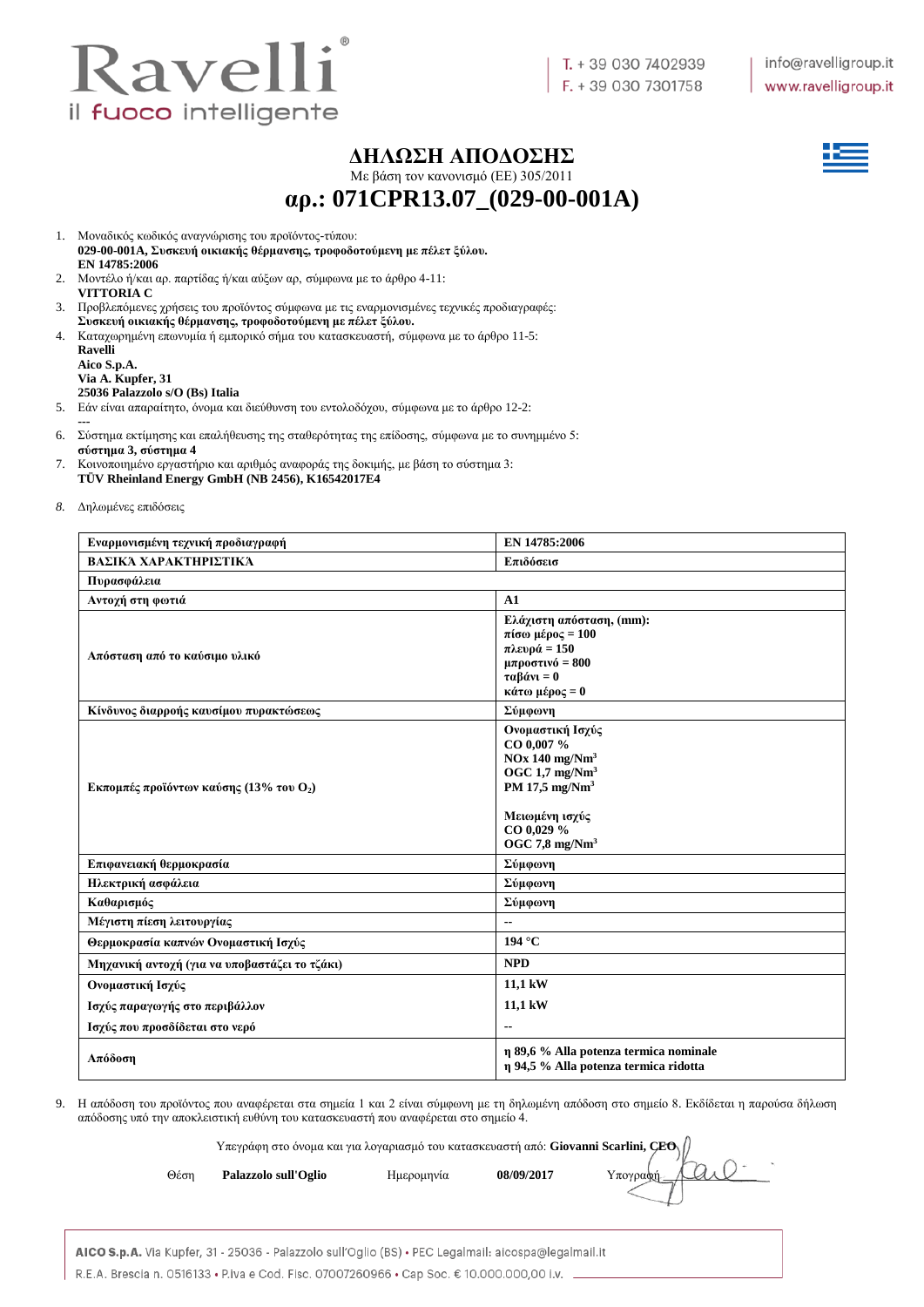# ΔΗΛΩΣΗ ΑΠΟΔΟΣΗΣ

Με βάση τον κανονισμό (ΕΕ) 305/2011

## αρ.: 071CPR13.07_(029-00-001A)

1. Μοναδικός κωδικός αναγνώρισης του προϊόντος-τύπου:
   **029-00-001A, Συσκευή οικιακής θέρμανσης, τροφοδοτούμενη με πέλετ ξύλου.**
   **EN 14785:2006**
2. Μοντέλο ή/και αρ. παρτίδας ή/και αύξων αρ, σύμφωνα με το άρθρο 4-11:
   **VITTORIA C**
3. Προβλεπόμενες χρήσεις του προϊόντος σύμφωνα με τις εναρμονισμένες τεχνικές προδιαγραφές:
   **Συσκευή οικιακής θέρμανσης, τροφοδοτούμενη με πέλετ ξύλου.**
4. Καταχωρημένη επωνυμία ή εμπορικό σήμα του κατασκευαστή, σύμφωνα με το άρθρο 11-5:
   **Ravelli**
   **Aico S.p.A.**
   **Via A. Kupfer, 31**
   **25036 Palazzolo s/O (Bs) Italia**
5. Εάν είναι απαραίτητο, όνομα και διεύθυνση του εντολοδόχου, σύμφωνα με το άρθρο 12-2:
   ---
6. Σύστημα εκτίμησης και επαλήθευσης της σταθερότητας της επίδοσης, σύμφωνα με το συνημμένο 5:
   **σύστημα 3, σύστημα 4**
7. Κοινοποιημένο εργαστήριο και αριθμός αναφοράς της δοκιμής, με βάση το σύστημα 3:
   **TÜV Rheinland Energy GmbH (NB 2456), K16542017E4**
8. Δηλωμένες επιδόσεις

| **Εναρμονισμένη τεχνική προδιαγραφή** | **EN 14785:2006** |
|---|---|
| **ΒΑΣΙΚΆ ΧΑΡΑΚΤΗΡΙΣΤΙΚΆ** | **Επιδόσεισ** |
| **Πυρασφάλεια** | |
| **Αντοχή στη φωτιά** | **A1** |
| **Απόσταση από το καύσιμο υλικό** | **Ελάχιστη απόσταση, (mm):**<br>**πίσω μέρος = 100**<br>**πλευρά = 150**<br>**μπροστινό = 800**<br>**ταβάνι = 0**<br>**κάτω μέρος = 0** |
| **Κίνδυνος διαρροής καυσίμου πυρακτώσεως** | **Σύμφωνη** |
| **Εκπομπές προϊόντων καύσης (13% του $O_2$)** | **Ονομαστική Ισχύς**<br>**CO 0,007 %**<br>**NOx 140 mg/Nm$^3$**<br>**OGC 1,7 mg/Nm$^3$**<br>**PM 17,5 mg/Nm$^3$**<br><br>**Μειωμένη ισχύς**<br>**CO 0,029 %**<br>**OGC 7,8 mg/Nm$^3$** |
| **Επιφανειακή θερμοκρασία** | **Σύμφωνη** |
| **Ηλεκτρική ασφάλεια** | **Σύμφωνη** |
| **Καθαρισμός** | **Σύμφωνη** |
| **Μέγιστη πίεση λειτουργίας** | -- |
| **Θερμοκρασία καπνών Ονομαστική Ισχύς** | **194 °C** |
| **Μηχανική αντοχή (για να υποβαστάζει το τζάκι)** | **NPD** |
| **Ονομαστική Ισχύς**<br>**Ισχύς παραγωγής στο περιβάλλον**<br>**Ισχύς που προσδίδεται στο νερό** | **11,1 kW**<br>**11,1 kW**<br>-- |
| **Απόδοση** | **η 89,6 % Alla potenza termica nominale**<br>**η 94,5 % Alla potenza termica ridotta** |

9. Η απόδοση του προϊόντος που αναφέρεται στα σημεία 1 και 2 είναι σύμφωνη με τη δηλωμένη απόδοση στο σημείο 8. Εκδίδεται η παρούσα δήλωση απόδοσης υπό την αποκλειστική ευθύνη του κατασκευαστή που αναφέρεται στο σημείο 4.

Υπεγράφη στο όνομα και για λογαριασμό του κατασκευαστή από: **Giovanni Scarlini, CEO**

Θέση **Palazzolo sull'Oglio** Ημερομηνία **08/09/2017** Υπογραφή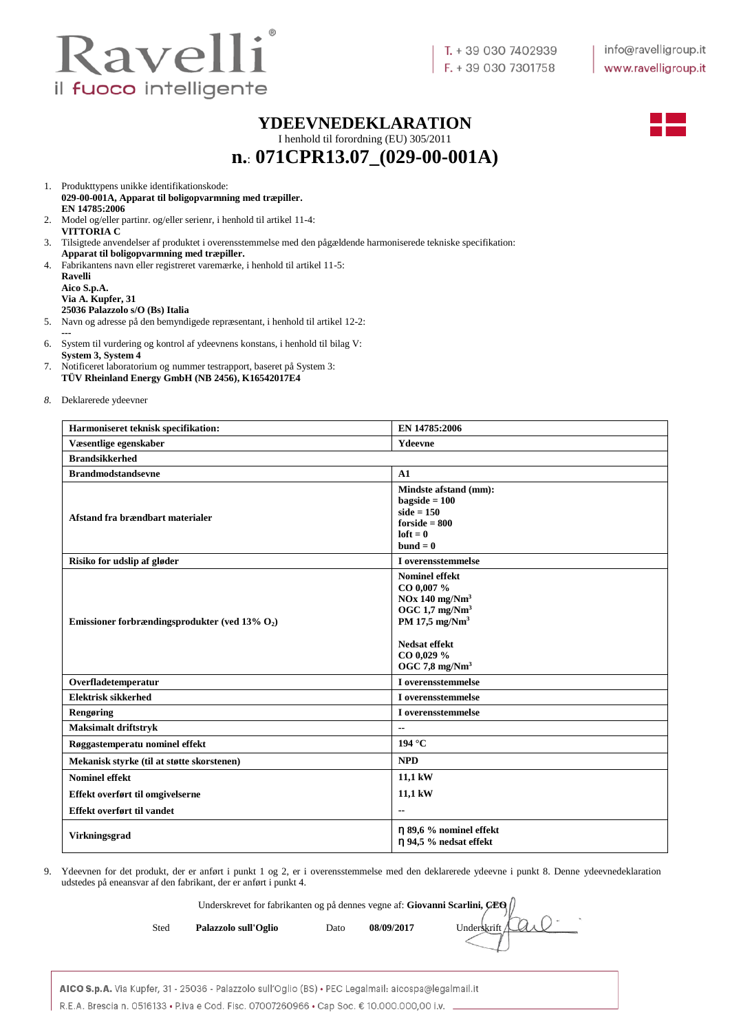Ravelli
il fuoco intelligente

T. + 39 030 7402939
F. + 39 030 7301758

info@ravelligroup.it
www.ravelligroup.it

# YDEEVNEDEKLARATION

I henhold til forordning (EU) 305/2011

## n.: 071CPR13.07_(029-00-001A)

1. Produkttypens unikke identifikationskode:
   **029-00-001A, Apparat til boligopvarmning med træpiller.**
   **EN 14785:2006**
2. Model og/eller partinr. og/eller serienr, i henhold til artikel 11-4:
   **VITTORIA C**
3. Tilsigtede anvendelser af produktet i overensstemmelse med den pågældende harmoniserede tekniske specifikation:
   **Apparat til boligopvarmning med træpiller.**
4. Fabrikantens navn eller registreret varemærke, i henhold til artikel 11-5:
   **Ravelli**
   **Aico S.p.A.**
   **Via A. Kupfer, 31**
   **25036 Palazzolo s/O (Bs) Italia**
5. Navn og adresse på den bemyndigede repræsentant, i henhold til artikel 12-2:
   ---
6. System til vurdering og kontrol af ydeevnens konstans, i henhold til bilag V:
   **System 3, System 4**
7. Notificeret laboratorium og nummer testrapport, baseret på System 3:
   **TÜV Rheinland Energy GmbH (NB 2456), K16542017E4**
8. Deklarerede ydeevner

| **Harmoniseret teknisk specifikation:** | **EN 14785:2006** |
|---|---|
| **Væsentlige egenskaber** | **Ydeevne** |
| **Brandsikkerhed** | |
| **Brandmodstandsevne** | **A1** |
| **Afstand fra brændbart materialer** | **Mindste afstand (mm):**<br>**bagside = 100**<br>**side = 150**<br>**forside = 800**<br>**loft = 0**<br>**bund = 0** |
| **Risiko for udslip af gløder** | **I overensstemmelse** |
| **Emissioner forbrændingsprodukter (ved 13% $O_2$)** | **Nominel effekt**<br>**CO 0,007 %**<br>**NOx 140 mg/Nm$^3$**<br>**OGC 1,7 mg/Nm$^3$**<br>**PM 17,5 mg/Nm$^3$**<br><br>**Nedsat effekt**<br>**CO 0,029 %**<br>**OGC 7,8 mg/Nm$^3$** |
| **Overfladetemperatur** | **I overensstemmelse** |
| **Elektrisk sikkerhed** | **I overensstemmelse** |
| **Rengøring** | **I overensstemmelse** |
| **Maksimalt driftstryk** | -- |
| **Røggastemperatu nominel effekt** | **194 °C** |
| **Mekanisk styrke (til at støtte skorstenen)** | **NPD** |
| **Nominel effekt**<br>**Effekt overført til omgivelserne**<br>**Effekt overført til vandet** | **11,1 kW**<br>**11,1 kW**<br>-- |
| **Virkningsgrad** | **η 89,6 % nominel effekt**<br>**η 94,5 % nedsat effekt** |

9. Ydeevnen for det produkt, der er anført i punkt 1 og 2, er i overensstemmelse med den deklarerede ydeevne i punkt 8. Denne ydeevnedeklaration udstedes på eneansvar af den fabrikant, der er anført i punkt 4.

Underskrevet for fabrikanten og på dennes vegne af: **Giovanni Scarlini, CEO**

Sted **Palazzolo sull'Oglio** Dato **08/09/2017** Underskrift

**AICO S.p.A.** Via Kupfer, 31 - 25036 - Palazzolo sull'Oglio (BS) • PEC Legalmail: aicospa@legalmail.it
R.E.A. Brescia n. 0516133 • P.Iva e Cod. Fisc. 07007260966 • Cap Soc. € 10.000.000,00 i.v.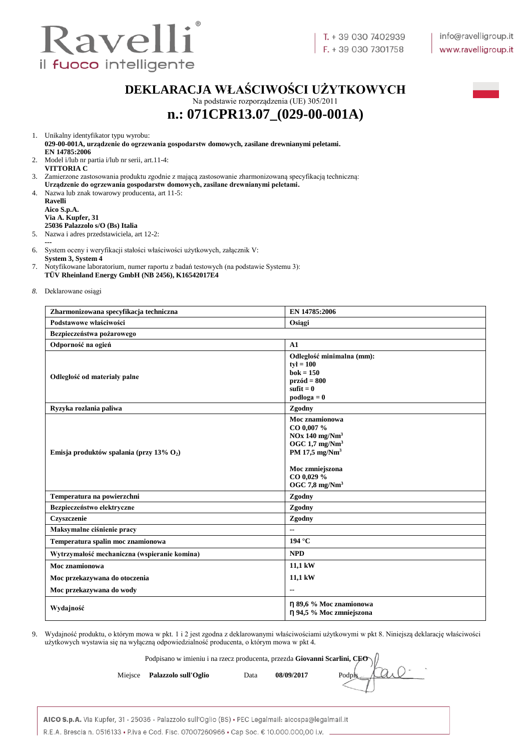Ravelli
il fuoco intelligente

T. + 39 030 7402939
F. + 39 030 7301758

info@ravelligroup.it
www.ravelligroup.it

# DEKLARACJA WŁAŚCIWOŚCI UŻYTKOWYCH

Na podstawie rozporządzenia (UE) 305/2011

## n.: 071CPR13.07_(029-00-001A)

1. Unikalny identyfikator typu wyrobu:
   **029-00-001A, urządzenie do ogrzewania gospodarstw domowych, zasilane drewnianymi peletami.**
   **EN 14785:2006**
2. Model i/lub nr partia i/lub nr serii, art.11-4:
   **VITTORIA C**
3. Zamierzone zastosowania produktu zgodnie z mającą zastosowanie zharmonizowaną specyfikacją techniczną:
   **Urządzenie do ogrzewania gospodarstw domowych, zasilane drewnianymi peletami.**
4. Nazwa lub znak towarowy producenta, art 11-5:
   **Ravelli**
   **Aico S.p.A.**
   **Via A. Kupfer, 31**
   **25036 Palazzolo s/O (Bs) Italia**
5. Nazwa i adres przedstawiciela, art 12-2:
   ---
6. System oceny i weryfikacji stałości właściwości użytkowych, załącznik V:
   **System 3, System 4**
7. Notyfikowane laboratorium, numer raportu z badań testowych (na podstawie Systemu 3):
   **TÜV Rheinland Energy GmbH (NB 2456), K16542017E4**
8. Deklarowane osiągi

| **Zharmonizowana specyfikacja techniczna** | **EN 14785:2006** |
|---|---|
| **Podstawowe właściwości** | **Osiągi** |
| **Bezpieczeństwa pożarowego** | |
| **Odporność na ogień** | **A1** |
| **Odległość od materiały palne** | **Odległość minimalna (mm):**<br>**tył = 100**<br>**bok = 150**<br>**przód = 800**<br>**sufit = 0**<br>**podłoga = 0** |
| **Ryzyka rozlania paliwa** | **Zgodny** |
| **Emisja produktów spalania (przy 13% $O_2$)** | **Moc znamionowa**<br>**CO 0,007 %**<br>**NOx 140 mg/Nm³**<br>**OGC 1,7 mg/Nm³**<br>**PM 17,5 mg/Nm³**<br><br>**Moc zmniejszona**<br>**CO 0,029 %**<br>**OGC 7,8 mg/Nm³** |
| **Temperatura na powierzchni** | **Zgodny** |
| **Bezpieczeństwo elektryczne** | **Zgodny** |
| **Czyszczenie** | **Zgodny** |
| **Maksymalne ciśnienie pracy** | -- |
| **Temperatura spalin moc znamionowa** | **194 °C** |
| **Wytrzymałość mechaniczna (wspieranie komina)** | **NPD** |
| **Moc znamionowa**<br>**Moc przekazywana do otoczenia**<br>**Moc przekazywana do wody** | **11,1 kW**<br>**11,1 kW**<br>-- |
| **Wydajność** | **η 89,6 % Moc znamionowa**<br>**η 94,5 % Moc zmniejszona** |

9. Wydajność produktu, o którym mowa w pkt. 1 i 2 jest zgodna z deklarowanymi właściwościami użytkowymi w pkt 8. Niniejszą deklarację właściwości użytkowych wystawia się na wyłączną odpowiedzialność producenta, o którym mowa w pkt 4.

Podpisano w imieniu i na rzecz producenta, przezda **Giovanni Scarlini, CEO**

Miejsce **Palazzolo sull'Oglio** Data **08/09/2017** Podpis

**AICO S.p.A.** Via Kupfer, 31 - 25036 - Palazzolo sull'Oglio (BS) • PEC Legalmail: aicospa@legalmail.it
R.E.A. Brescia n. 0516133 • P.Iva e Cod. Fisc. 07007260966 • Cap Soc. € 10.000.000,00 i.v.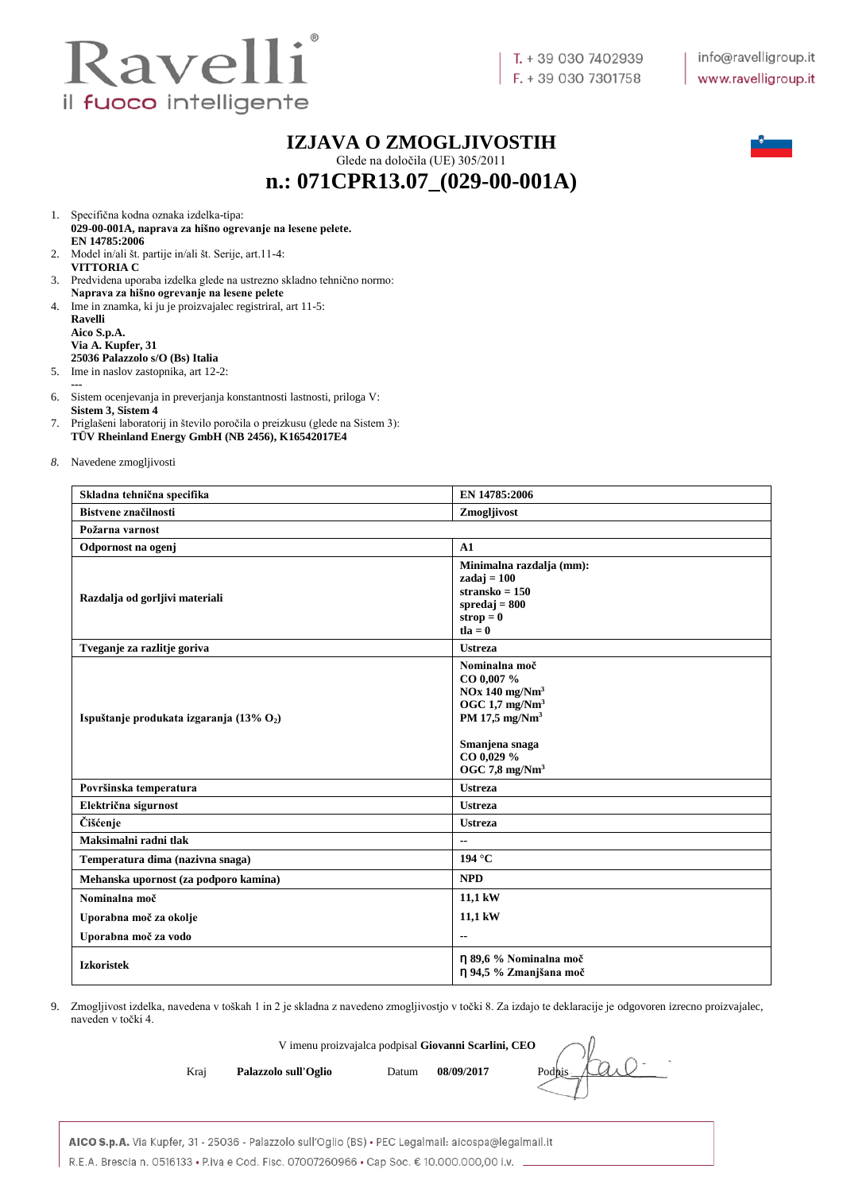Ravelli
il fuoco intelligente

T. + 39 030 7402939
F. + 39 030 7301758

info@ravelligroup.it
www.ravelligroup.it

# IZJAVA O ZMOGLJIVOSTIH

Glede na določila (UE) 305/2011

## n.: 071CPR13.07_(029-00-001A)

1. Specifična kodna oznaka izdelka-tipa:
   **029-00-001A, naprava za hišno ogrevanje na lesene pelete.**
   **EN 14785:2006**
2. Model in/ali št. partije in/ali št. Serije, art.11-4:
   **VITTORIA C**
3. Predvidena uporaba izdelka glede na ustrezno skladno tehnično normo:
   **Naprava za hišno ogrevanje na lesene pelete**
4. Ime in znamka, ki ju je proizvajalec registriral, art 11-5:
   **Ravelli**
   **Aico S.p.A.**
   **Via A. Kupfer, 31**
   **25036 Palazzolo s/O (Bs) Italia**
5. Ime in naslov zastopnika, art 12-2:
   ---
6. Sistem ocenjevanja in preverjanja konstantnosti lastnosti, priloga V:
   **Sistem 3, Sistem 4**
7. Priglašeni laboratorij in število poročila o preizkusu (glede na Sistem 3):
   **TÜV Rheinland Energy GmbH (NB 2456), K16542017E4**
8. Navedene zmogljivosti

| | |
|---|---|
| **Skladna tehnična specifika** | **EN 14785:2006** |
| **Bistvene značilnosti** | **Zmogljivost** |
| **Požarna varnost** | |
| **Odpornost na ogenj** | **A1** |
| **Razdalja od gorljivi materiali** | **Minimalna razdalja (mm):**<br>**zadaj = 100**<br>**stransko = 150**<br>**spredaj = 800**<br>**strop = 0**<br>**tla = 0** |
| **Tveganje za razlitje goriva** | **Ustreza** |
| **Ispuštanje produkata izgaranja (13% $O_2$)** | **Nominalna moč**<br>**CO 0,007 %**<br>**NOx 140 mg/Nm$^3$**<br>**OGC 1,7 mg/Nm$^3$**<br>**PM 17,5 mg/Nm$^3$**<br><br>**Smanjena snaga**<br>**CO 0,029 %**<br>**OGC 7,8 mg/Nm$^3$** |
| **Površinska temperatura** | **Ustreza** |
| **Električna sigurnost** | **Ustreza** |
| **Čiščenje** | **Ustreza** |
| **Maksimalni radni tlak** | -- |
| **Temperatura dima (nazivna snaga)** | **194 °C** |
| **Mehanska upornost (za podporo kamina)** | **NPD** |
| **Nominalna moč**<br>**Uporabna moč za okolje**<br>**Uporabna moč za vodo** | **11,1 kW**<br>**11,1 kW**<br>-- |
| **Izkoristek** | **η 89,6 % Nominalna moč**<br>**η 94,5 % Zmanjšana moč** |

9. Zmogljivost izdelka, navedena v toškah 1 in 2 je skladna z navedeno zmogljivostjo v točki 8. Za izdajo te deklaracije je odgovoren izrecno proizvajalec, naveden v točki 4.

V imenu proizvajalca podpisal **Giovanni Scarlini, CEO**

Kraj **Palazzolo sull'Oglio** Datum **08/09/2017** Podpis

**AICO S.p.A.** Via Kupfer, 31 - 25036 - Palazzolo sull'Oglio (BS) • PEC Legalmail: aicospa@legalmail.it
R.E.A. Brescia n. 0516133 • P.Iva e Cod. Fisc. 07007260966 • Cap Soc. € 10.000.000,00 i.v.